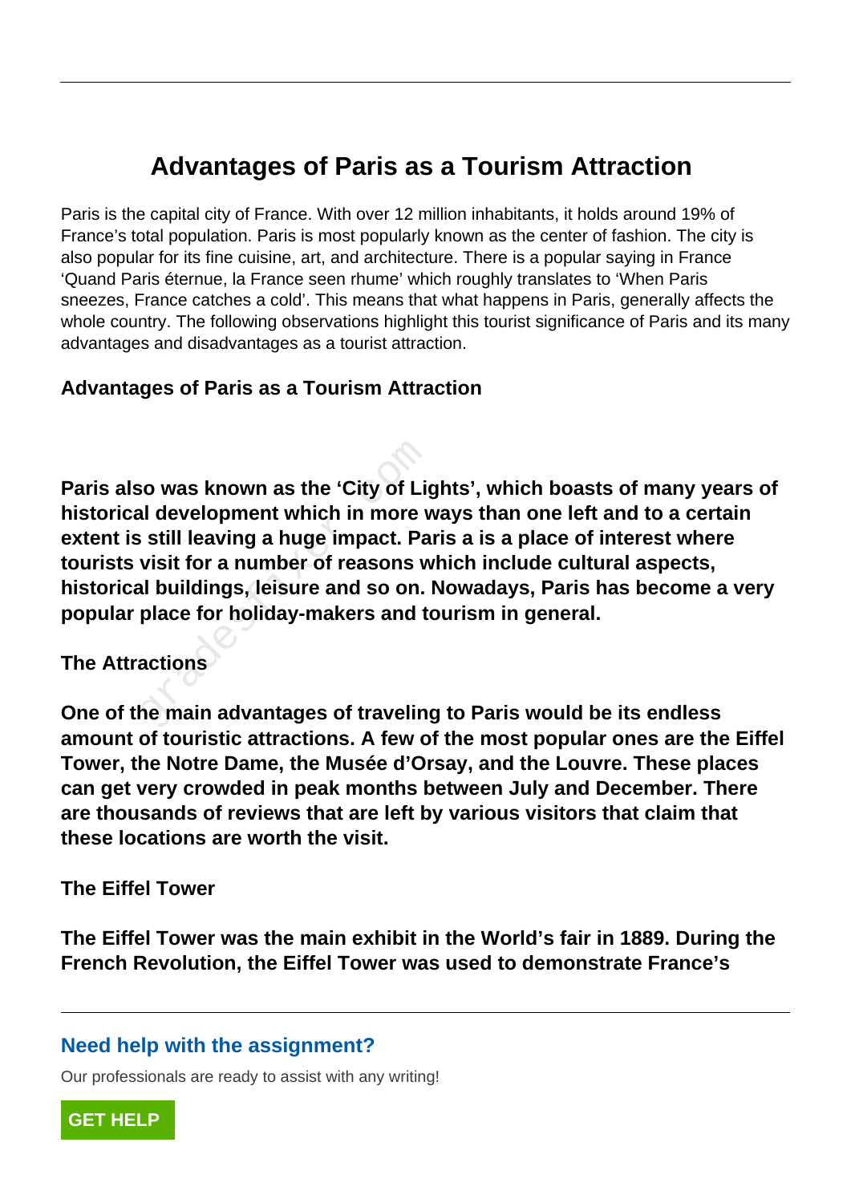# Advantages of Paris as a Tourism Attraction

Paris is the capital city of France. With over 12 million inhabitants, it holds around 19% of France's total population. Paris is most popularly known as the center of fashion. The city is also popular for its fine cuisine, art, and architecture. There is a popular saying in France 'Quand Paris éternue, la France seen rhume' which roughly translates to 'When Paris sneezes, France catches a cold'. This means that what happens in Paris, generally affects the whole country. The following observations highlight this tourist significance of Paris and its many advantages and disadvantages as a tourist attraction.

## Advantages of Paris as a Tourism Attraction

**Paris also was known as the 'City of Lights', which boasts of many years of historical development which in more ways than one left and to a certain extent is still leaving a huge impact. Paris a is a place of interest where tourists visit for a number of reasons which include cultural aspects, historical buildings, leisure and so on. Nowadays, Paris has become a very popular place for holiday-makers and tourism in general.**

### The Attractions

**One of the main advantages of traveling to Paris would be its endless amount of touristic attractions. A few of the most popular ones are the Eiffel Tower, the Notre Dame, the Musée d'Orsay, and the Louvre. These places can get very crowded in peak months between July and December. There are thousands of reviews that are left by various visitors that claim that these locations are worth the visit.**

### The Eiffel Tower

**The Eiffel Tower was the main exhibit in the World's fair in 1889. During the French Revolution, the Eiffel Tower was used to demonstrate France's**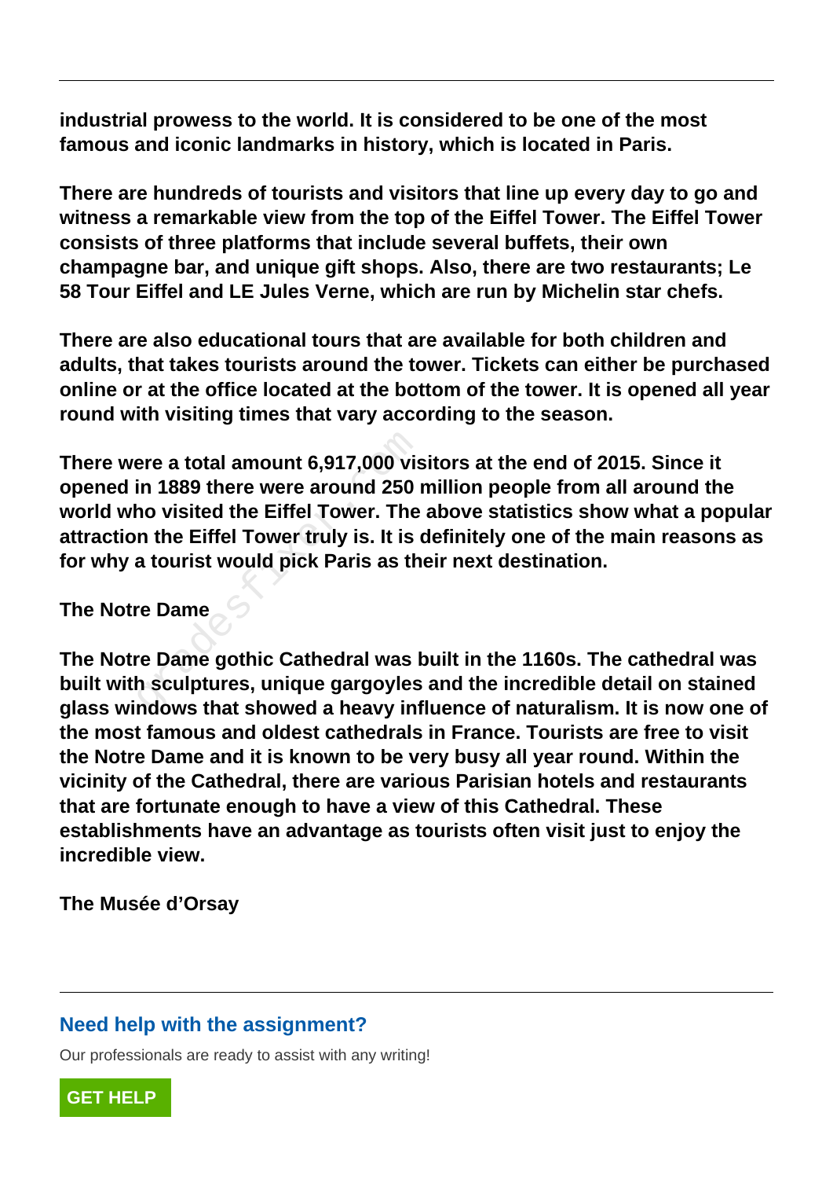industrial prowess to the world. It is considered to be one of the most famous and iconic landmarks in history, which is located in Paris.

There are hundreds of tourists and visitors that line up every day to go and witness a remarkable view from the top of the Eiffel Tower. The Eiffel Tower consists of three platforms that include several buffets, their own champagne bar, and unique gift shops. Also, there are two restaurants; Le 58 Tour Eiffel and LE Jules Verne, which are run by Michelin star chefs.

There are also educational tours that are available for both children and adults, that takes tourists around the tower. Tickets can either be purchased online or at the office located at the bottom of the tower. It is opened all year round with visiting times that vary according to the season.

There were a total amount 6,917,000 visitors at the end of 2015. Since it opened in 1889 there were around 250 million people from all around the world who visited the Eiffel Tower. The above statistics show what a popular attraction the Eiffel Tower truly is. It is definitely one of the main reasons as for why a tourist would pick Paris as their next destination.

## The Notre Dame

The Notre Dame gothic Cathedral was built in the 1160s. The cathedral was built with sculptures, unique gargoyles and the incredible detail on stained glass windows that showed a heavy influence of naturalism. It is now one of the most famous and oldest cathedrals in France. Tourists are free to visit the Notre Dame and it is known to be very busy all year round. Within the vicinity of the Cathedral, there are various Parisian hotels and restaurants that are fortunate enough to have a view of this Cathedral. These establishments have an advantage as tourists often visit just to enjoy the incredible view.

## The Musée d'Orsay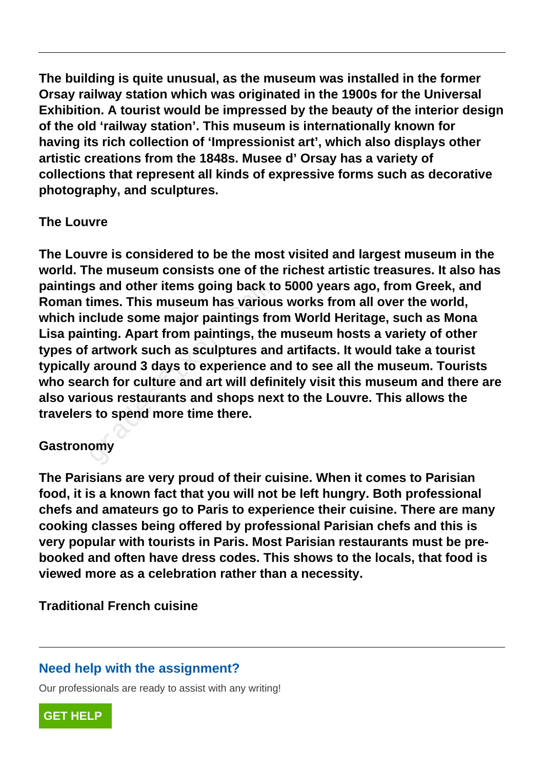The building is quite unusual, as the museum was installed in the former Orsay railway station which was originated in the 1900s for the Universal Exhibition. A tourist would be impressed by the beauty of the interior design of the old 'railway station'. This museum is internationally known for having its rich collection of 'Impressionist art', which also displays other artistic creations from the 1848s. Musee d' Orsay has a variety of collections that represent all kinds of expressive forms such as decorative photography, and sculptures.

## The Louvre

The Louvre is considered to be the most visited and largest museum in the world. The museum consists one of the richest artistic treasures. It also has paintings and other items going back to 5000 years ago, from Greek, and Roman times. This museum has various works from all over the world, which include some major paintings from World Heritage, such as Mona Lisa painting. Apart from paintings, the museum hosts a variety of other types of artwork such as sculptures and artifacts. It would take a tourist typically around 3 days to experience and to see all the museum. Tourists who search for culture and art will definitely visit this museum and there are also various restaurants and shops next to the Louvre. This allows the travelers to spend more time there.

## Gastronomy

The Parisians are very proud of their cuisine. When it comes to Parisian food, it is a known fact that you will not be left hungry. Both professional chefs and amateurs go to Paris to experience their cuisine. There are many cooking classes being offered by professional Parisian chefs and this is very popular with tourists in Paris. Most Parisian restaurants must be pre-booked and often have dress codes. This shows to the locals, that food is viewed more as a celebration rather than a necessity.

## Traditional French cuisine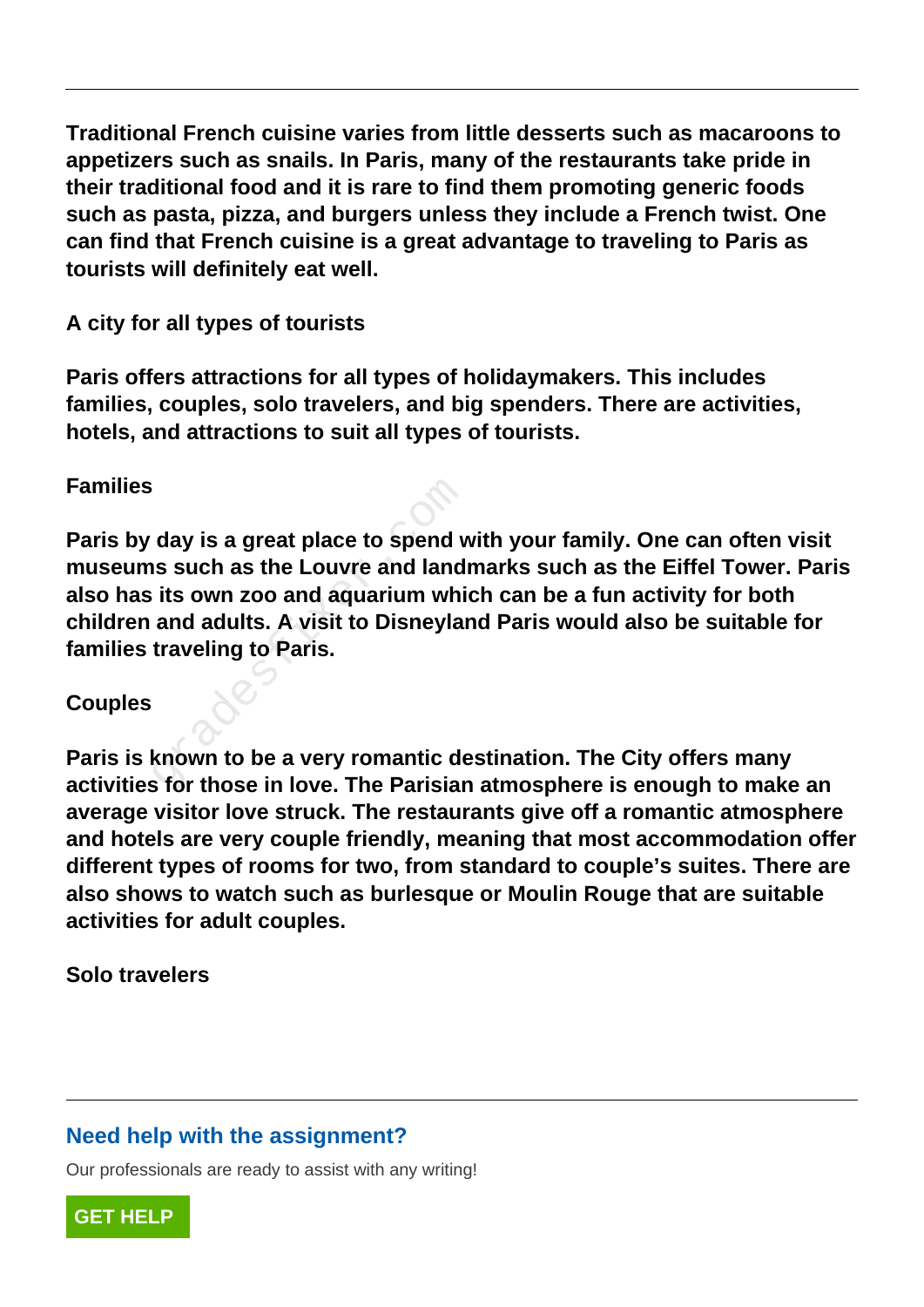**Traditional French cuisine varies from little desserts such as macaroons to appetizers such as snails. In Paris, many of the restaurants take pride in their traditional food and it is rare to find them promoting generic foods such as pasta, pizza, and burgers unless they include a French twist. One can find that French cuisine is a great advantage to traveling to Paris as tourists will definitely eat well.**

## A city for all types of tourists

**Paris offers attractions for all types of holidaymakers. This includes families, couples, solo travelers, and big spenders. There are activities, hotels, and attractions to suit all types of tourists.**

### Families

**Paris by day is a great place to spend with your family. One can often visit museums such as the Louvre and landmarks such as the Eiffel Tower. Paris also has its own zoo and aquarium which can be a fun activity for both children and adults. A visit to Disneyland Paris would also be suitable for families traveling to Paris.**

### Couples

**Paris is known to be a very romantic destination. The City offers many activities for those in love. The Parisian atmosphere is enough to make an average visitor love struck. The restaurants give off a romantic atmosphere and hotels are very couple friendly, meaning that most accommodation offer different types of rooms for two, from standard to couple's suites. There are also shows to watch such as burlesque or Moulin Rouge that are suitable activities for adult couples.**

### Solo travelers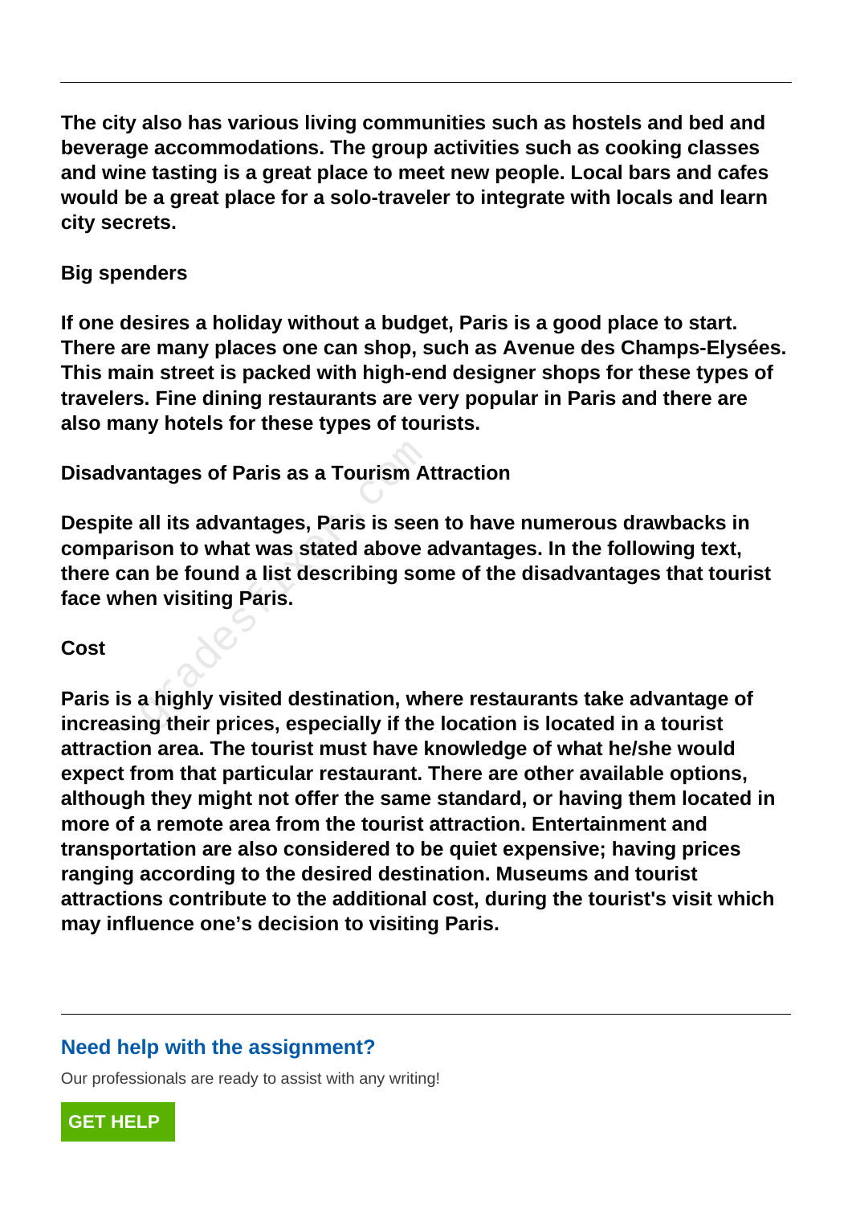The city also has various living communities such as hostels and bed and beverage accommodations. The group activities such as cooking classes and wine tasting is a great place to meet new people. Local bars and cafes would be a great place for a solo-traveler to integrate with locals and learn city secrets.

## Big spenders

If one desires a holiday without a budget, Paris is a good place to start. There are many places one can shop, such as Avenue des Champs-Elysées. This main street is packed with high-end designer shops for these types of travelers. Fine dining restaurants are very popular in Paris and there are also many hotels for these types of tourists.

## Disadvantages of Paris as a Tourism Attraction

Despite all its advantages, Paris is seen to have numerous drawbacks in comparison to what was stated above advantages. In the following text, there can be found a list describing some of the disadvantages that tourist face when visiting Paris.

## Cost

Paris is a highly visited destination, where restaurants take advantage of increasing their prices, especially if the location is located in a tourist attraction area. The tourist must have knowledge of what he/she would expect from that particular restaurant. There are other available options, although they might not offer the same standard, or having them located in more of a remote area from the tourist attraction. Entertainment and transportation are also considered to be quiet expensive; having prices ranging according to the desired destination. Museums and tourist attractions contribute to the additional cost, during the tourist's visit which may influence one's decision to visiting Paris.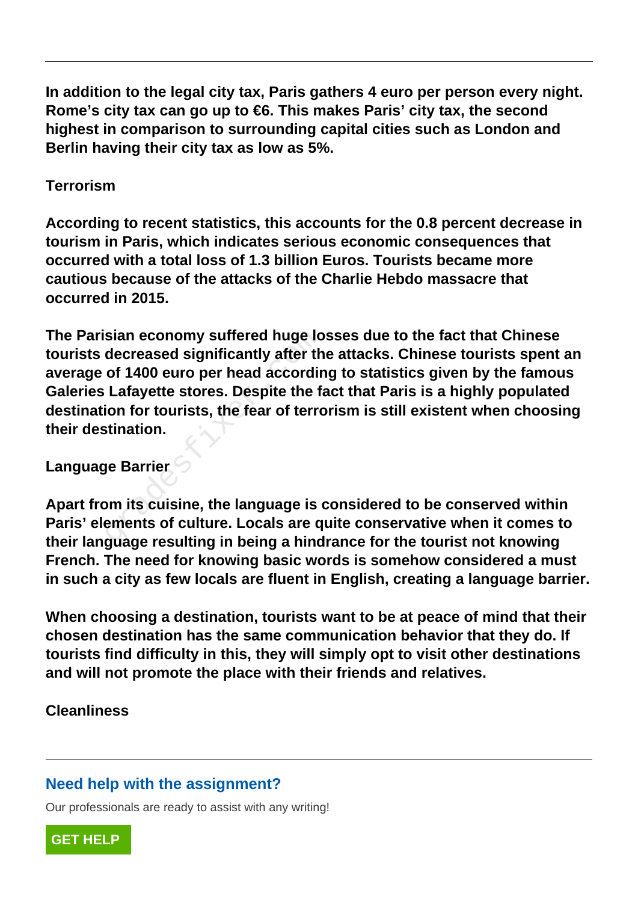**In addition to the legal city tax, Paris gathers 4 euro per person every night. Rome's city tax can go up to €6. This makes Paris' city tax, the second highest in comparison to surrounding capital cities such as London and Berlin having their city tax as low as 5%.**

**Terrorism**

**According to recent statistics, this accounts for the 0.8 percent decrease in tourism in Paris, which indicates serious economic consequences that occurred with a total loss of 1.3 billion Euros. Tourists became more cautious because of the attacks of the Charlie Hebdo massacre that occurred in 2015.**

**The Parisian economy suffered huge losses due to the fact that Chinese tourists decreased significantly after the attacks. Chinese tourists spent an average of 1400 euro per head according to statistics given by the famous Galeries Lafayette stores. Despite the fact that Paris is a highly populated destination for tourists, the fear of terrorism is still existent when choosing their destination.**

**Language Barrier**

**Apart from its cuisine, the language is considered to be conserved within Paris' elements of culture. Locals are quite conservative when it comes to their language resulting in being a hindrance for the tourist not knowing French. The need for knowing basic words is somehow considered a must in such a city as few locals are fluent in English, creating a language barrier.**

**When choosing a destination, tourists want to be at peace of mind that their chosen destination has the same communication behavior that they do. If tourists find difficulty in this, they will simply opt to visit other destinations and will not promote the place with their friends and relatives.**

**Cleanliness**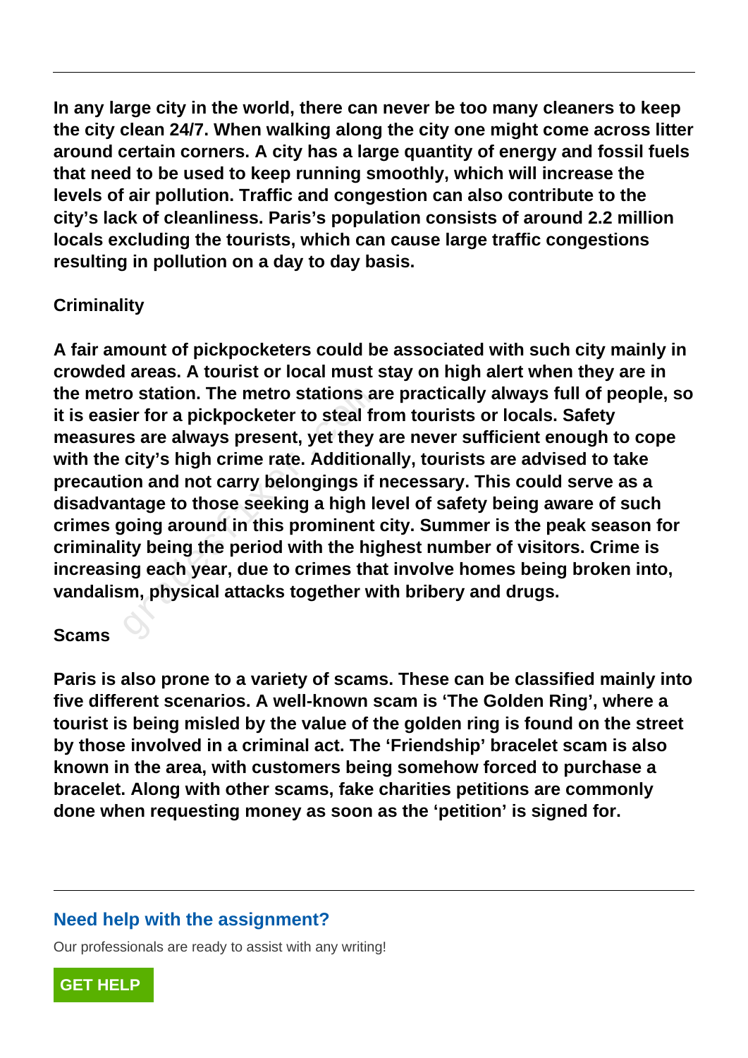**In any large city in the world, there can never be too many cleaners to keep the city clean 24/7. When walking along the city one might come across litter around certain corners. A city has a large quantity of energy and fossil fuels that need to be used to keep running smoothly, which will increase the levels of air pollution. Traffic and congestion can also contribute to the city's lack of cleanliness. Paris's population consists of around 2.2 million locals excluding the tourists, which can cause large traffic congestions resulting in pollution on a day to day basis.**

### Criminality

**A fair amount of pickpocketers could be associated with such city mainly in crowded areas. A tourist or local must stay on high alert when they are in the metro station. The metro stations are practically always full of people, so it is easier for a pickpocketer to steal from tourists or locals. Safety measures are always present, yet they are never sufficient enough to cope with the city's high crime rate. Additionally, tourists are advised to take precaution and not carry belongings if necessary. This could serve as a disadvantage to those seeking a high level of safety being aware of such crimes going around in this prominent city. Summer is the peak season for criminality being the period with the highest number of visitors. Crime is increasing each year, due to crimes that involve homes being broken into, vandalism, physical attacks together with bribery and drugs.**

### Scams

**Paris is also prone to a variety of scams. These can be classified mainly into five different scenarios. A well-known scam is 'The Golden Ring', where a tourist is being misled by the value of the golden ring is found on the street by those involved in a criminal act. The 'Friendship' bracelet scam is also known in the area, with customers being somehow forced to purchase a bracelet. Along with other scams, fake charities petitions are commonly done when requesting money as soon as the 'petition' is signed for.**

---

**Need help with the assignment?**

Our professionals are ready to assist with any writing!

**GET HELP**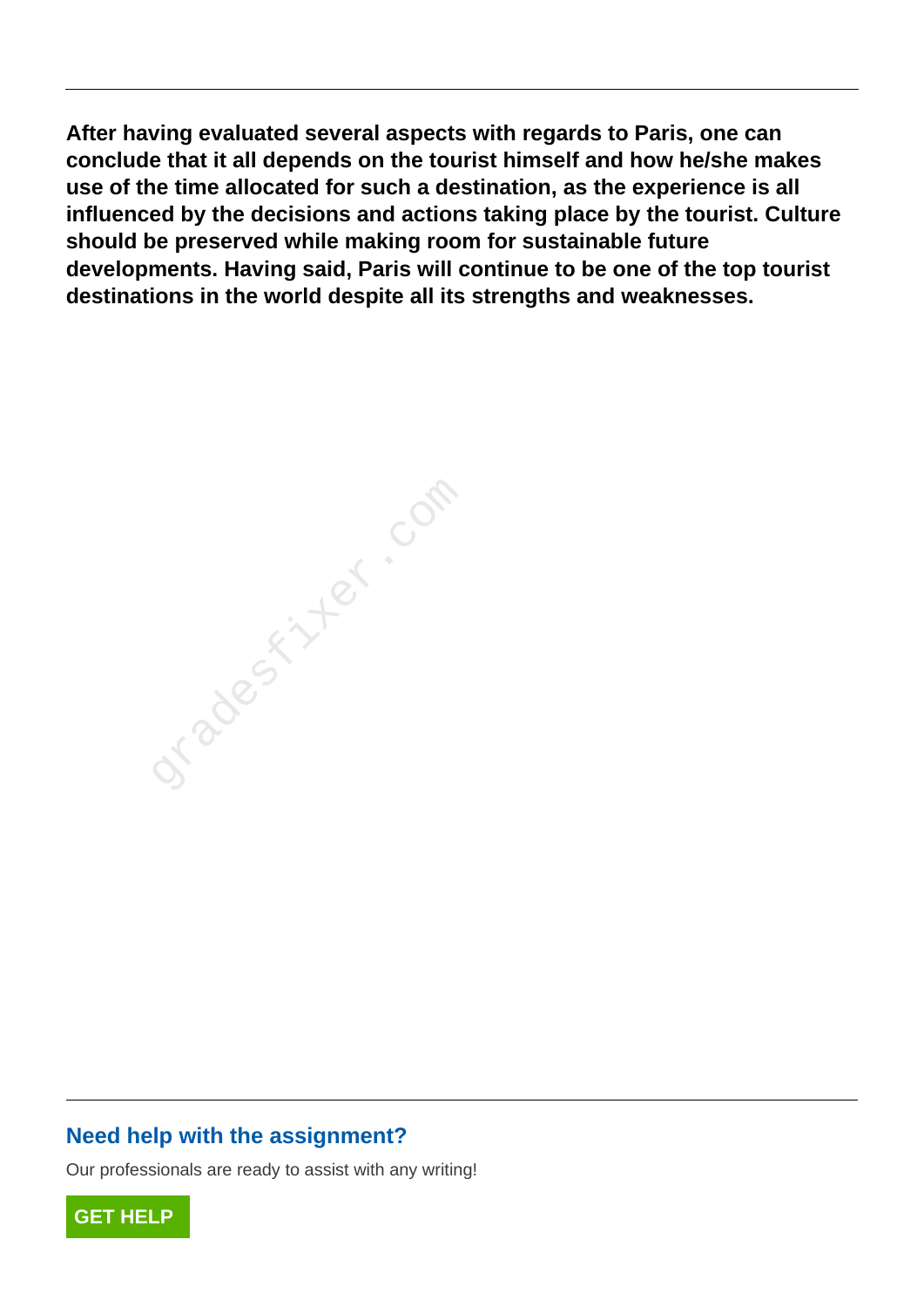**After having evaluated several aspects with regards to Paris, one can conclude that it all depends on the tourist himself and how he/she makes use of the time allocated for such a destination, as the experience is all influenced by the decisions and actions taking place by the tourist. Culture should be preserved while making room for sustainable future developments. Having said, Paris will continue to be one of the top tourist destinations in the world despite all its strengths and weaknesses.**

---

## Need help with the assignment?

Our professionals are ready to assist with any writing!

**GET HELP**